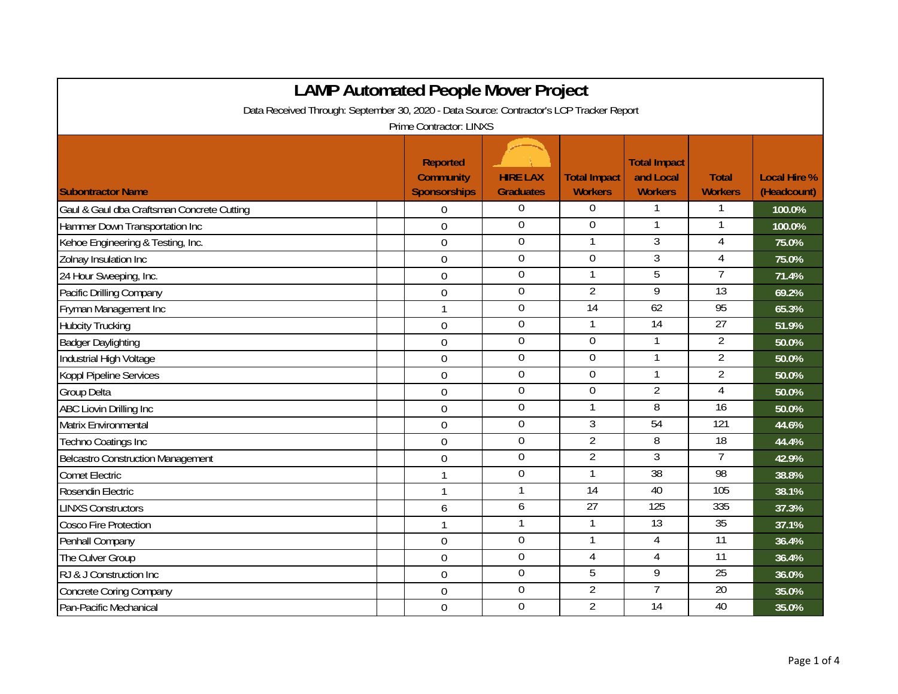# LAMP Automated People Mover Project

Data Received Through: September 30, 2020 - Data Source: Contractor's LCP Tracker Report

Prime Contractor: LINXS

| Subontractor Name | Reported Community Sponsorships | HIRE LAX Graduates | Total Impact Workers | Total Impact and Local Workers | Total Workers | Local Hire % (Headcount) |
|---|---|---|---|---|---|---|
| Gaul & Gaul dba Craftsman Concrete Cutting | 0 | 0 | 0 | 1 | 1 | 100.0% |
| Hammer Down Transportation Inc | 0 | 0 | 0 | 1 | 1 | 100.0% |
| Kehoe Engineering & Testing, Inc. | 0 | 0 | 1 | 3 | 4 | 75.0% |
| Zolnay Insulation Inc | 0 | 0 | 0 | 3 | 4 | 75.0% |
| 24 Hour Sweeping, Inc. | 0 | 0 | 1 | 5 | 7 | 71.4% |
| Pacific Drilling Company | 0 | 0 | 2 | 9 | 13 | 69.2% |
| Fryman Management Inc | 1 | 0 | 14 | 62 | 95 | 65.3% |
| Hubcity Trucking | 0 | 0 | 1 | 14 | 27 | 51.9% |
| Badger Daylighting | 0 | 0 | 0 | 1 | 2 | 50.0% |
| Industrial High Voltage | 0 | 0 | 0 | 1 | 2 | 50.0% |
| Koppl Pipeline Services | 0 | 0 | 0 | 1 | 2 | 50.0% |
| Group Delta | 0 | 0 | 0 | 2 | 4 | 50.0% |
| ABC Liovin Drilling Inc | 0 | 0 | 1 | 8 | 16 | 50.0% |
| Matrix Environmental | 0 | 0 | 3 | 54 | 121 | 44.6% |
| Techno Coatings Inc | 0 | 0 | 2 | 8 | 18 | 44.4% |
| Belcastro Construction Management | 0 | 0 | 2 | 3 | 7 | 42.9% |
| Comet Electric | 1 | 0 | 1 | 38 | 98 | 38.8% |
| Rosendin Electric | 1 | 1 | 14 | 40 | 105 | 38.1% |
| LINXS Constructors | 6 | 6 | 27 | 125 | 335 | 37.3% |
| Cosco Fire Protection | 1 | 1 | 1 | 13 | 35 | 37.1% |
| Penhall Company | 0 | 0 | 1 | 4 | 11 | 36.4% |
| The Culver Group | 0 | 0 | 4 | 4 | 11 | 36.4% |
| RJ & J Construction Inc | 0 | 0 | 5 | 9 | 25 | 36.0% |
| Concrete Coring Company | 0 | 0 | 2 | 7 | 20 | 35.0% |
| Pan-Pacific Mechanical | 0 | 0 | 2 | 14 | 40 | 35.0% |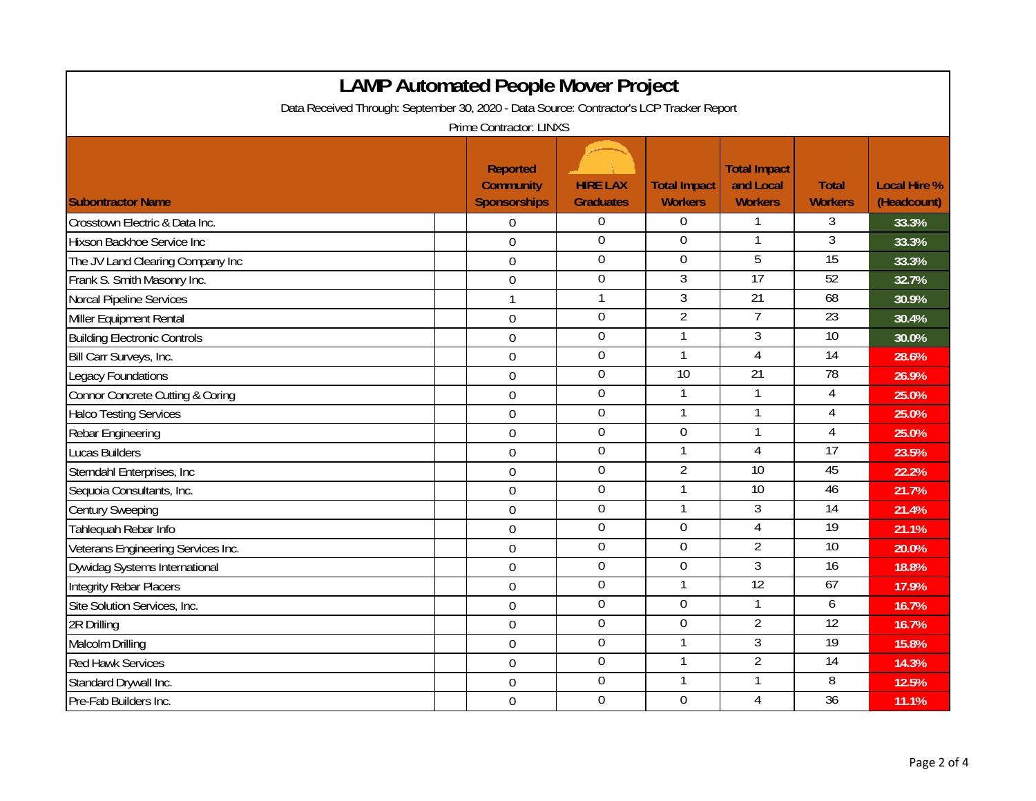# LAMP Automated People Mover Project

Data Received Through: September 30, 2020 - Data Source: Contractor's LCP Tracker Report

Prime Contractor: LINXS

| Subontractor Name | Reported Community Sponsorships | HIRE LAX Graduates | Total Impact Workers | Total Impact and Local Workers | Total Workers | Local Hire % (Headcount) |
|---|---|---|---|---|---|---|
| Crosstown Electric & Data Inc. | 0 | 0 | 0 | 1 | 3 | 33.3% |
| Hixson Backhoe Service Inc | 0 | 0 | 0 | 1 | 3 | 33.3% |
| The JV Land Clearing Company Inc | 0 | 0 | 0 | 5 | 15 | 33.3% |
| Frank S. Smith Masonry Inc. | 0 | 0 | 3 | 17 | 52 | 32.7% |
| Norcal Pipeline Services | 1 | 1 | 3 | 21 | 68 | 30.9% |
| Miller Equipment Rental | 0 | 0 | 2 | 7 | 23 | 30.4% |
| Building Electronic Controls | 0 | 0 | 1 | 3 | 10 | 30.0% |
| Bill Carr Surveys, Inc. | 0 | 0 | 1 | 4 | 14 | 28.6% |
| Legacy Foundations | 0 | 0 | 10 | 21 | 78 | 26.9% |
| Connor Concrete Cutting & Coring | 0 | 0 | 1 | 1 | 4 | 25.0% |
| Halco Testing Services | 0 | 0 | 1 | 1 | 4 | 25.0% |
| Rebar Engineering | 0 | 0 | 0 | 1 | 4 | 25.0% |
| Lucas Builders | 0 | 0 | 1 | 4 | 17 | 23.5% |
| Sterndahl Enterprises, Inc | 0 | 0 | 2 | 10 | 45 | 22.2% |
| Sequoia Consultants, Inc. | 0 | 0 | 1 | 10 | 46 | 21.7% |
| Century Sweeping | 0 | 0 | 1 | 3 | 14 | 21.4% |
| Tahlequah Rebar Info | 0 | 0 | 0 | 4 | 19 | 21.1% |
| Veterans Engineering Services Inc. | 0 | 0 | 0 | 2 | 10 | 20.0% |
| Dywidag Systems International | 0 | 0 | 0 | 3 | 16 | 18.8% |
| Integrity Rebar Placers | 0 | 0 | 1 | 12 | 67 | 17.9% |
| Site Solution Services, Inc. | 0 | 0 | 0 | 1 | 6 | 16.7% |
| 2R Drilling | 0 | 0 | 0 | 2 | 12 | 16.7% |
| Malcolm Drilling | 0 | 0 | 1 | 3 | 19 | 15.8% |
| Red Hawk Services | 0 | 0 | 1 | 2 | 14 | 14.3% |
| Standard Drywall Inc. | 0 | 0 | 1 | 1 | 8 | 12.5% |
| Pre-Fab Builders Inc. | 0 | 0 | 0 | 4 | 36 | 11.1% |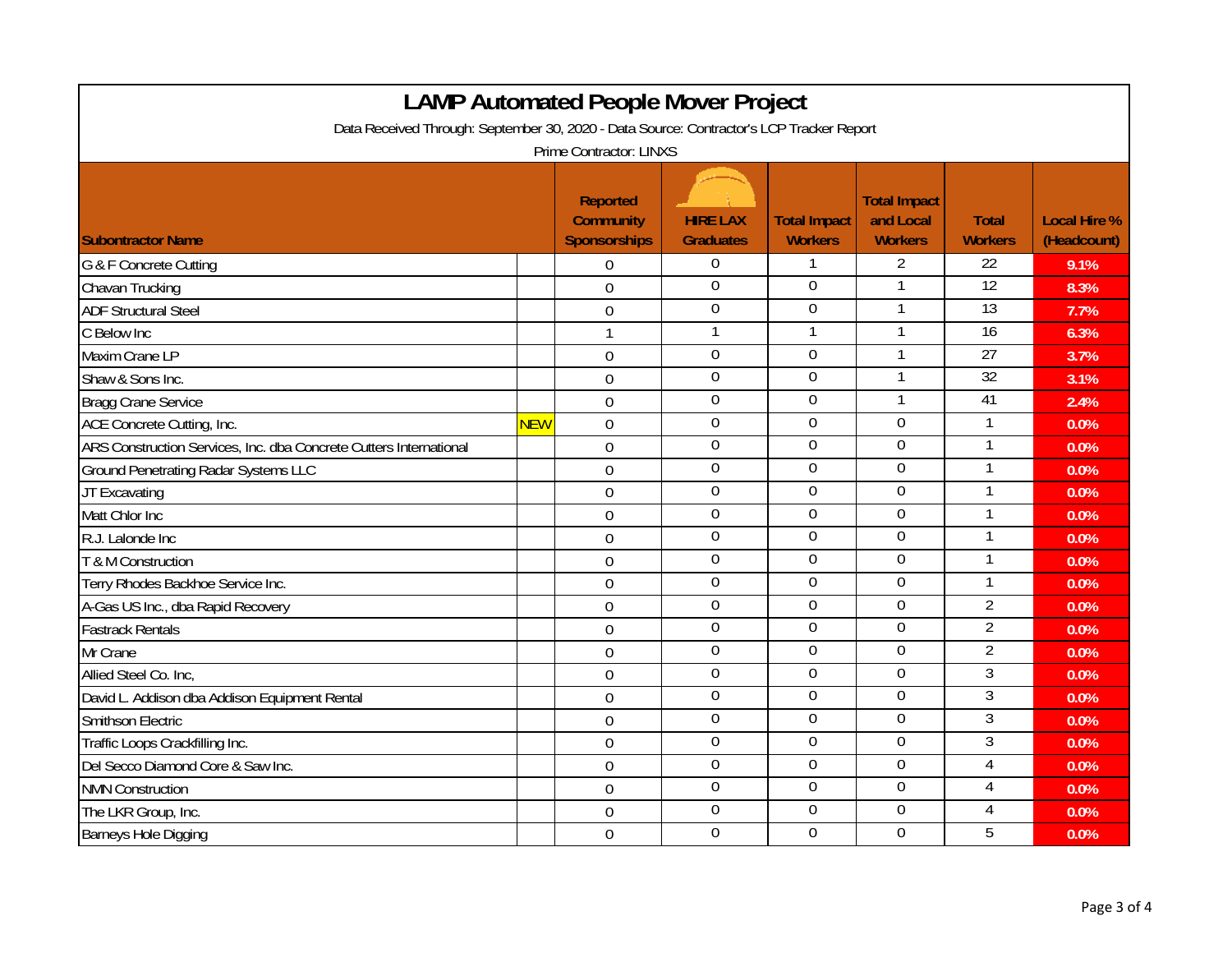# LAMP Automated People Mover Project

Data Received Through: September 30, 2020 - Data Source: Contractor's LCP Tracker Report

Prime Contractor: LINXS

| Subontractor Name | | Reported Community Sponsorships | HIRE LAX Graduates | Total Impact Workers | Total Impact and Local Workers | Total Workers | Local Hire % (Headcount) |
|---|---|---|---|---|---|---|---|
| G & F Concrete Cutting | | 0 | 0 | 1 | 2 | 22 | 9.1% |
| Chavan Trucking | | 0 | 0 | 0 | 1 | 12 | 8.3% |
| ADF Structural Steel | | 0 | 0 | 0 | 1 | 13 | 7.7% |
| C Below Inc | | 1 | 1 | 1 | 1 | 16 | 6.3% |
| Maxim Crane LP | | 0 | 0 | 0 | 1 | 27 | 3.7% |
| Shaw & Sons Inc. | | 0 | 0 | 0 | 1 | 32 | 3.1% |
| Bragg Crane Service | | 0 | 0 | 0 | 1 | 41 | 2.4% |
| ACE Concrete Cutting, Inc. | NEW | 0 | 0 | 0 | 0 | 1 | 0.0% |
| ARS Construction Services, Inc. dba Concrete Cutters International | | 0 | 0 | 0 | 0 | 1 | 0.0% |
| Ground Penetrating Radar Systems LLC | | 0 | 0 | 0 | 0 | 1 | 0.0% |
| JT Excavating | | 0 | 0 | 0 | 0 | 1 | 0.0% |
| Matt Chlor Inc | | 0 | 0 | 0 | 0 | 1 | 0.0% |
| R.J. Lalonde Inc | | 0 | 0 | 0 | 0 | 1 | 0.0% |
| T & M Construction | | 0 | 0 | 0 | 0 | 1 | 0.0% |
| Terry Rhodes Backhoe Service Inc. | | 0 | 0 | 0 | 0 | 1 | 0.0% |
| A-Gas US Inc., dba Rapid Recovery | | 0 | 0 | 0 | 0 | 2 | 0.0% |
| Fastrack Rentals | | 0 | 0 | 0 | 0 | 2 | 0.0% |
| Mr Crane | | 0 | 0 | 0 | 0 | 2 | 0.0% |
| Allied Steel Co. Inc, | | 0 | 0 | 0 | 0 | 3 | 0.0% |
| David L. Addison dba Addison Equipment Rental | | 0 | 0 | 0 | 0 | 3 | 0.0% |
| Smithson Electric | | 0 | 0 | 0 | 0 | 3 | 0.0% |
| Traffic Loops Crackfilling Inc. | | 0 | 0 | 0 | 0 | 3 | 0.0% |
| Del Secco Diamond Core & Saw Inc. | | 0 | 0 | 0 | 0 | 4 | 0.0% |
| NMN Construction | | 0 | 0 | 0 | 0 | 4 | 0.0% |
| The LKR Group, Inc. | | 0 | 0 | 0 | 0 | 4 | 0.0% |
| Barneys Hole Digging | | 0 | 0 | 0 | 0 | 5 | 0.0% |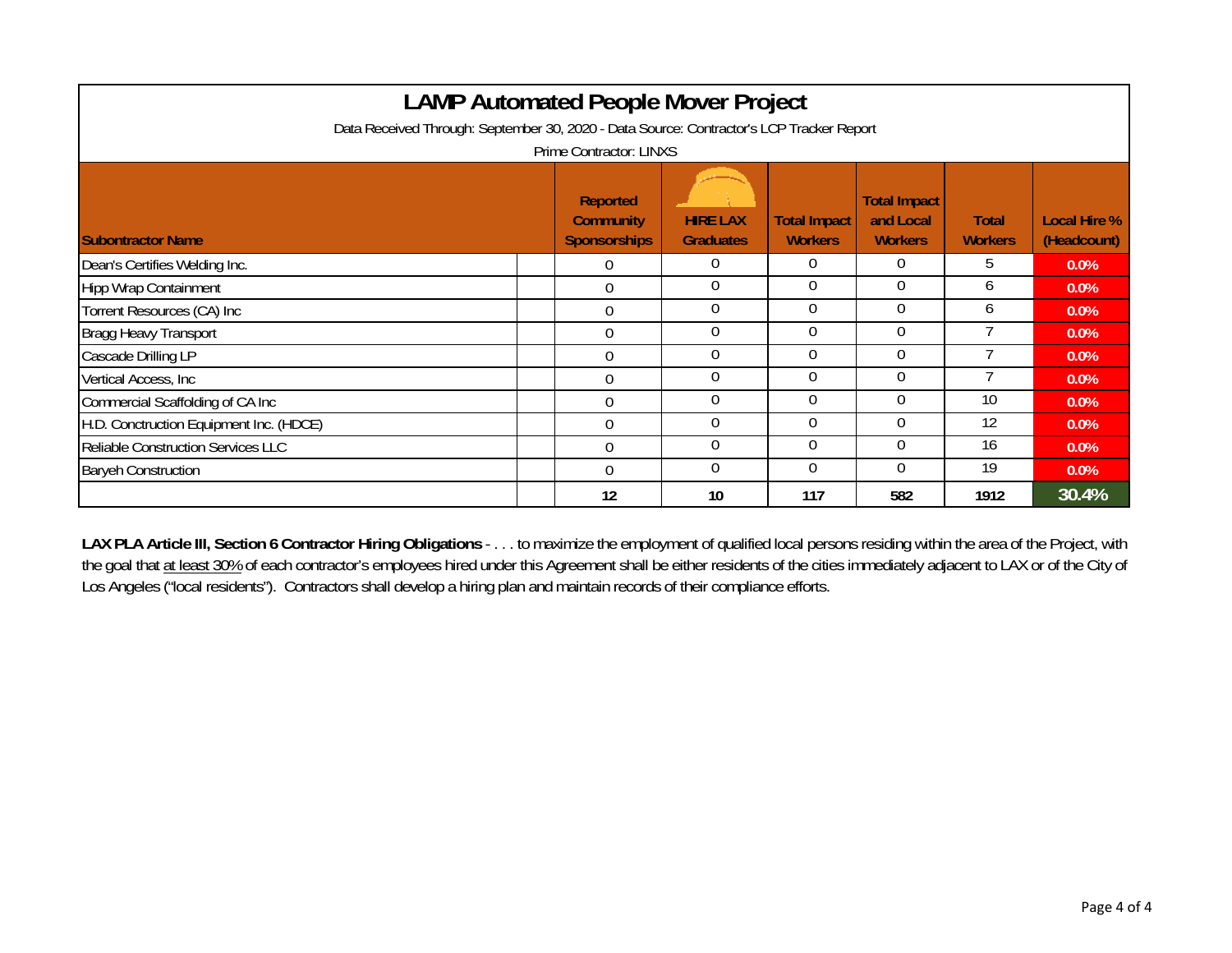# LAMP Automated People Mover Project

Data Received Through: September 30, 2020 - Data Source: Contractor's LCP Tracker Report

Prime Contractor: LINXS

| Subontractor Name | | Reported Community Sponsorships | HIRE LAX Graduates | Total Impact Workers | Total Impact and Local Workers | Total Workers | Local Hire % (Headcount) |
|---|---|---|---|---|---|---|---|
| Dean's Certifies Welding Inc. | | 0 | 0 | 0 | 0 | 5 | 0.0% |
| Hipp Wrap Containment | | 0 | 0 | 0 | 0 | 6 | 0.0% |
| Torrent Resources (CA) Inc | | 0 | 0 | 0 | 0 | 6 | 0.0% |
| Bragg Heavy Transport | | 0 | 0 | 0 | 0 | 7 | 0.0% |
| Cascade Drilling LP | | 0 | 0 | 0 | 0 | 7 | 0.0% |
| Vertical Access, Inc | | 0 | 0 | 0 | 0 | 7 | 0.0% |
| Commercial Scaffolding of CA Inc | | 0 | 0 | 0 | 0 | 10 | 0.0% |
| H.D. Conctruction Equipment Inc. (HDCE) | | 0 | 0 | 0 | 0 | 12 | 0.0% |
| Reliable Construction Services LLC | | 0 | 0 | 0 | 0 | 16 | 0.0% |
| Baryeh Construction | | 0 | 0 | 0 | 0 | 19 | 0.0% |
| | | **12** | **10** | **117** | **582** | **1912** | **30.4%** |

**LAX PLA Article III, Section 6 Contractor Hiring Obligations** - . . . to maximize the employment of qualified local persons residing within the area of the Project, with the goal that at least 30% of each contractor's employees hired under this Agreement shall be either residents of the cities immediately adjacent to LAX or of the City of Los Angeles ("local residents"). Contractors shall develop a hiring plan and maintain records of their compliance efforts.